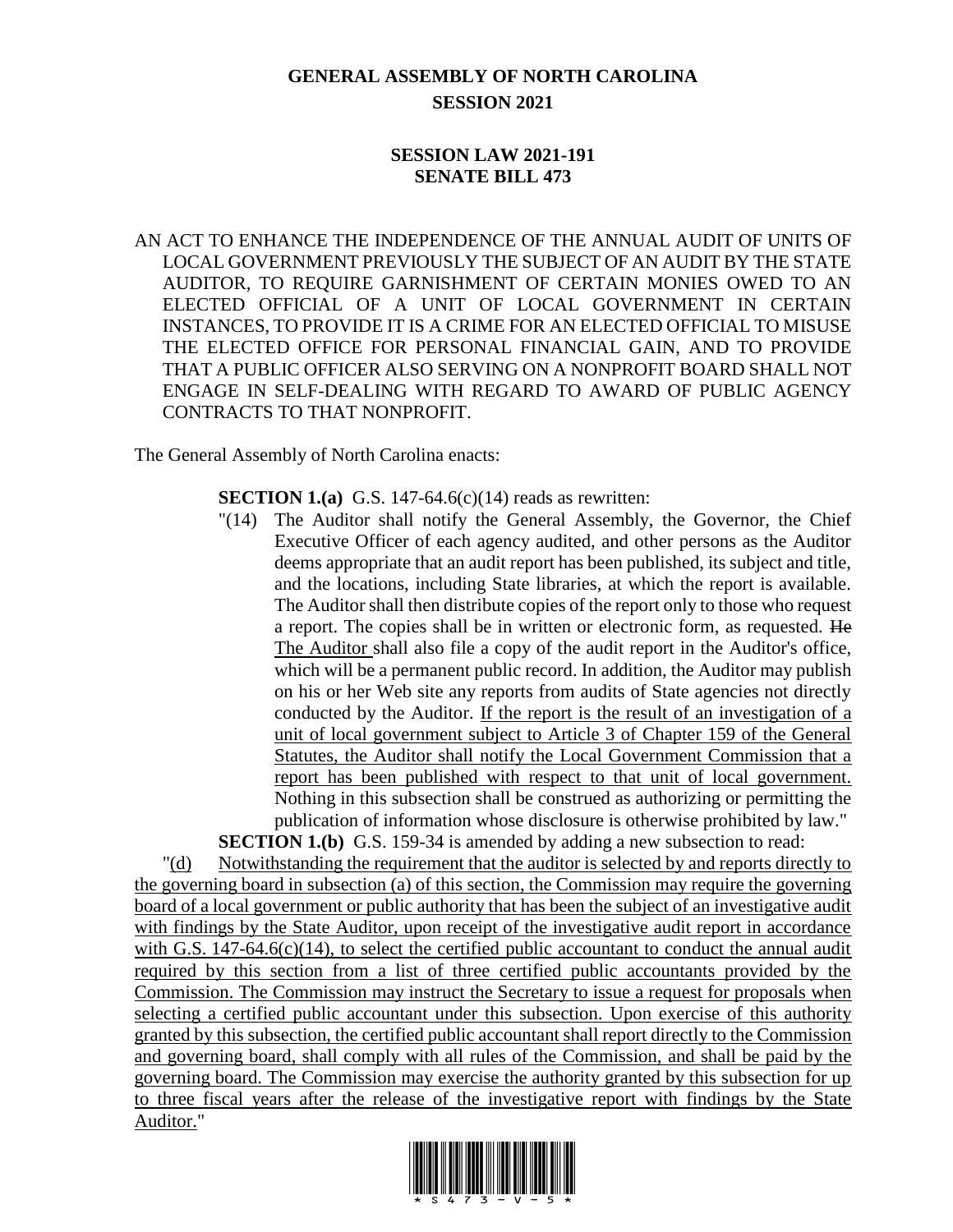# GENERAL ASSEMBLY OF NORTH CAROLINA
## SESSION 2021

### SESSION LAW 2021-191
### SENATE BILL 473

AN ACT TO ENHANCE THE INDEPENDENCE OF THE ANNUAL AUDIT OF UNITS OF LOCAL GOVERNMENT PREVIOUSLY THE SUBJECT OF AN AUDIT BY THE STATE AUDITOR, TO REQUIRE GARNISHMENT OF CERTAIN MONIES OWED TO AN ELECTED OFFICIAL OF A UNIT OF LOCAL GOVERNMENT IN CERTAIN INSTANCES, TO PROVIDE IT IS A CRIME FOR AN ELECTED OFFICIAL TO MISUSE THE ELECTED OFFICE FOR PERSONAL FINANCIAL GAIN, AND TO PROVIDE THAT A PUBLIC OFFICER ALSO SERVING ON A NONPROFIT BOARD SHALL NOT ENGAGE IN SELF-DEALING WITH REGARD TO AWARD OF PUBLIC AGENCY CONTRACTS TO THAT NONPROFIT.

The General Assembly of North Carolina enacts:

**SECTION 1.(a)** G.S. 147-64.6(c)(14) reads as rewritten:

"(14) The Auditor shall notify the General Assembly, the Governor, the Chief Executive Officer of each agency audited, and other persons as the Auditor deems appropriate that an audit report has been published, its subject and title, and the locations, including State libraries, at which the report is available. The Auditor shall then distribute copies of the report only to those who request a report. The copies shall be in written or electronic form, as requested. ~~He~~ The Auditor shall also file a copy of the audit report in the Auditor's office, which will be a permanent public record. In addition, the Auditor may publish on his or her Web site any reports from audits of State agencies not directly conducted by the Auditor. If the report is the result of an investigation of a unit of local government subject to Article 3 of Chapter 159 of the General Statutes, the Auditor shall notify the Local Government Commission that a report has been published with respect to that unit of local government. Nothing in this subsection shall be construed as authorizing or permitting the publication of information whose disclosure is otherwise prohibited by law."

**SECTION 1.(b)** G.S. 159-34 is amended by adding a new subsection to read:

"(d) Notwithstanding the requirement that the auditor is selected by and reports directly to the governing board in subsection (a) of this section, the Commission may require the governing board of a local government or public authority that has been the subject of an investigative audit with findings by the State Auditor, upon receipt of the investigative audit report in accordance with G.S. 147-64.6(c)(14), to select the certified public accountant to conduct the annual audit required by this section from a list of three certified public accountants provided by the Commission. The Commission may instruct the Secretary to issue a request for proposals when selecting a certified public accountant under this subsection. Upon exercise of this authority granted by this subsection, the certified public accountant shall report directly to the Commission and governing board, shall comply with all rules of the Commission, and shall be paid by the governing board. The Commission may exercise the authority granted by this subsection for up to three fiscal years after the release of the investigative report with findings by the State Auditor."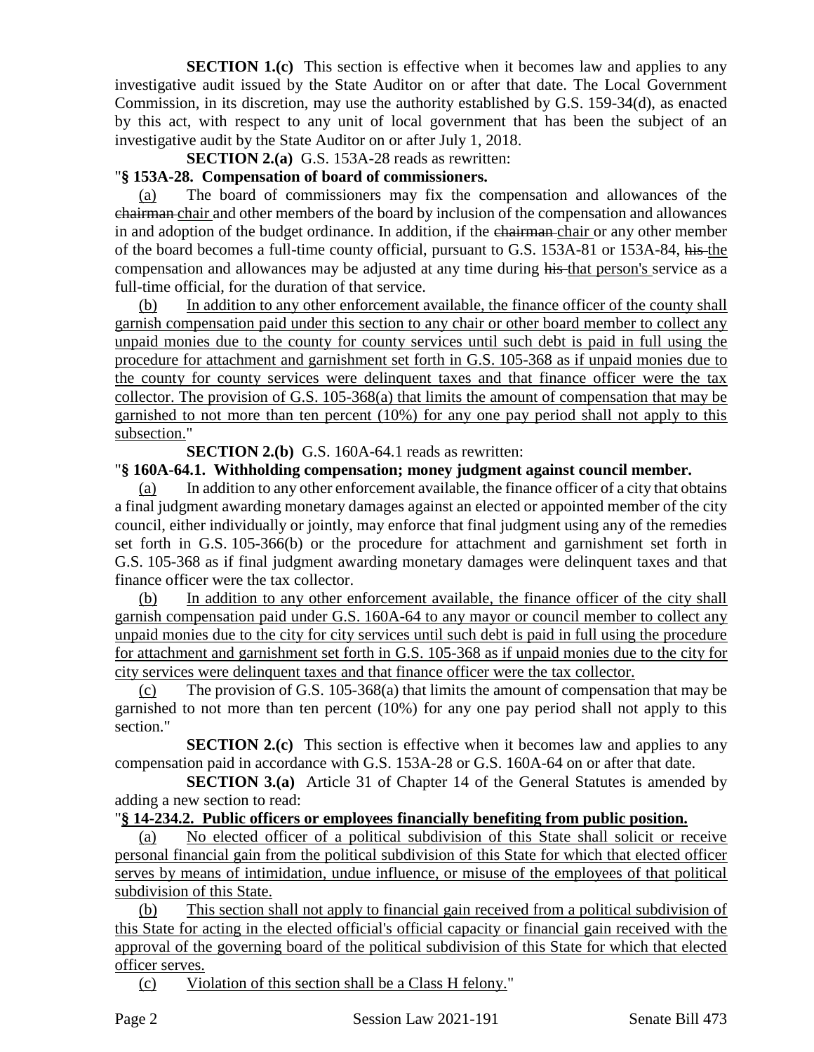**SECTION 1.(c)** This section is effective when it becomes law and applies to any investigative audit issued by the State Auditor on or after that date. The Local Government Commission, in its discretion, may use the authority established by G.S. 159-34(d), as enacted by this act, with respect to any unit of local government that has been the subject of an investigative audit by the State Auditor on or after July 1, 2018.

**SECTION 2.(a)** G.S. 153A-28 reads as rewritten:

"**§ 153A-28. Compensation of board of commissioners.**

(a) The board of commissioners may fix the compensation and allowances of the ~~chairman~~ chair and other members of the board by inclusion of the compensation and allowances in and adoption of the budget ordinance. In addition, if the ~~chairman~~ chair or any other member of the board becomes a full-time county official, pursuant to G.S. 153A-81 or 153A-84, ~~his~~ the compensation and allowances may be adjusted at any time during ~~his~~ that person's service as a full-time official, for the duration of that service.

(b) In addition to any other enforcement available, the finance officer of the county shall garnish compensation paid under this section to any chair or other board member to collect any unpaid monies due to the county for county services until such debt is paid in full using the procedure for attachment and garnishment set forth in G.S. 105-368 as if unpaid monies due to the county for county services were delinquent taxes and that finance officer were the tax collector. The provision of G.S. 105-368(a) that limits the amount of compensation that may be garnished to not more than ten percent (10%) for any one pay period shall not apply to this subsection."

**SECTION 2.(b)** G.S. 160A-64.1 reads as rewritten:

"**§ 160A-64.1. Withholding compensation; money judgment against council member.**

(a) In addition to any other enforcement available, the finance officer of a city that obtains a final judgment awarding monetary damages against an elected or appointed member of the city council, either individually or jointly, may enforce that final judgment using any of the remedies set forth in G.S. 105-366(b) or the procedure for attachment and garnishment set forth in G.S. 105-368 as if final judgment awarding monetary damages were delinquent taxes and that finance officer were the tax collector.

(b) In addition to any other enforcement available, the finance officer of the city shall garnish compensation paid under G.S. 160A-64 to any mayor or council member to collect any unpaid monies due to the city for city services until such debt is paid in full using the procedure for attachment and garnishment set forth in G.S. 105-368 as if unpaid monies due to the city for city services were delinquent taxes and that finance officer were the tax collector.

(c) The provision of G.S. 105-368(a) that limits the amount of compensation that may be garnished to not more than ten percent (10%) for any one pay period shall not apply to this section."

**SECTION 2.(c)** This section is effective when it becomes law and applies to any compensation paid in accordance with G.S. 153A-28 or G.S. 160A-64 on or after that date.

**SECTION 3.(a)** Article 31 of Chapter 14 of the General Statutes is amended by adding a new section to read:

"**§ 14-234.2. Public officers or employees financially benefiting from public position.**

(a) No elected officer of a political subdivision of this State shall solicit or receive personal financial gain from the political subdivision of this State for which that elected officer serves by means of intimidation, undue influence, or misuse of the employees of that political subdivision of this State.

(b) This section shall not apply to financial gain received from a political subdivision of this State for acting in the elected official's official capacity or financial gain received with the approval of the governing board of the political subdivision of this State for which that elected officer serves.

(c) Violation of this section shall be a Class H felony."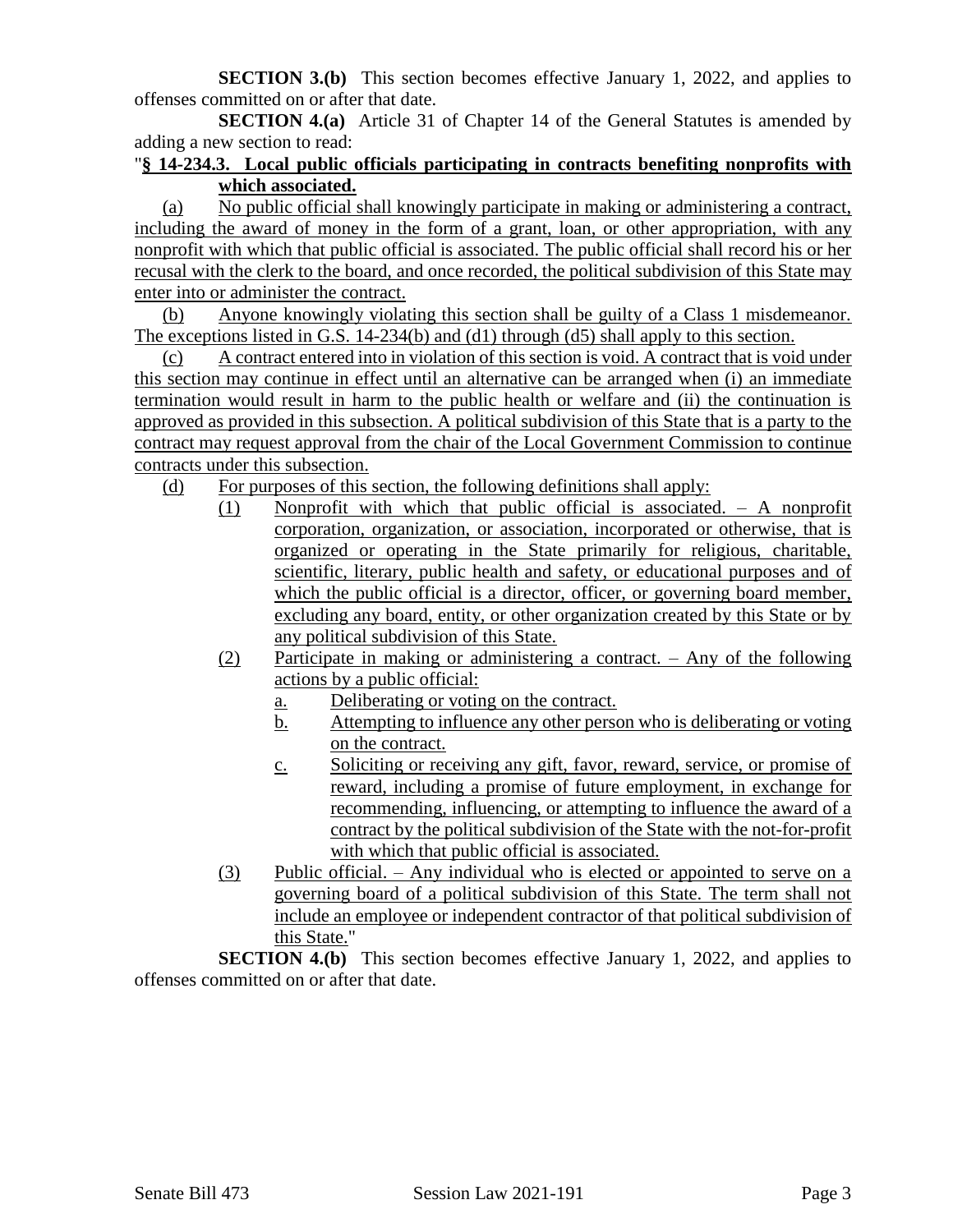**SECTION 3.(b)** This section becomes effective January 1, 2022, and applies to offenses committed on or after that date.

**SECTION 4.(a)** Article 31 of Chapter 14 of the General Statutes is amended by adding a new section to read:

"**§ 14-234.3. Local public officials participating in contracts benefiting nonprofits with which associated.**

(a) No public official shall knowingly participate in making or administering a contract, including the award of money in the form of a grant, loan, or other appropriation, with any nonprofit with which that public official is associated. The public official shall record his or her recusal with the clerk to the board, and once recorded, the political subdivision of this State may enter into or administer the contract.

(b) Anyone knowingly violating this section shall be guilty of a Class 1 misdemeanor. The exceptions listed in G.S. 14-234(b) and (d1) through (d5) shall apply to this section.

(c) A contract entered into in violation of this section is void. A contract that is void under this section may continue in effect until an alternative can be arranged when (i) an immediate termination would result in harm to the public health or welfare and (ii) the continuation is approved as provided in this subsection. A political subdivision of this State that is a party to the contract may request approval from the chair of the Local Government Commission to continue contracts under this subsection.

(d) For purposes of this section, the following definitions shall apply:

(1) Nonprofit with which that public official is associated. – A nonprofit corporation, organization, or association, incorporated or otherwise, that is organized or operating in the State primarily for religious, charitable, scientific, literary, public health and safety, or educational purposes and of which the public official is a director, officer, or governing board member, excluding any board, entity, or other organization created by this State or by any political subdivision of this State.

(2) Participate in making or administering a contract. – Any of the following actions by a public official:

a. Deliberating or voting on the contract.

b. Attempting to influence any other person who is deliberating or voting on the contract.

c. Soliciting or receiving any gift, favor, reward, service, or promise of reward, including a promise of future employment, in exchange for recommending, influencing, or attempting to influence the award of a contract by the political subdivision of the State with the not-for-profit with which that public official is associated.

(3) Public official. – Any individual who is elected or appointed to serve on a governing board of a political subdivision of this State. The term shall not include an employee or independent contractor of that political subdivision of this State."

**SECTION 4.(b)** This section becomes effective January 1, 2022, and applies to offenses committed on or after that date.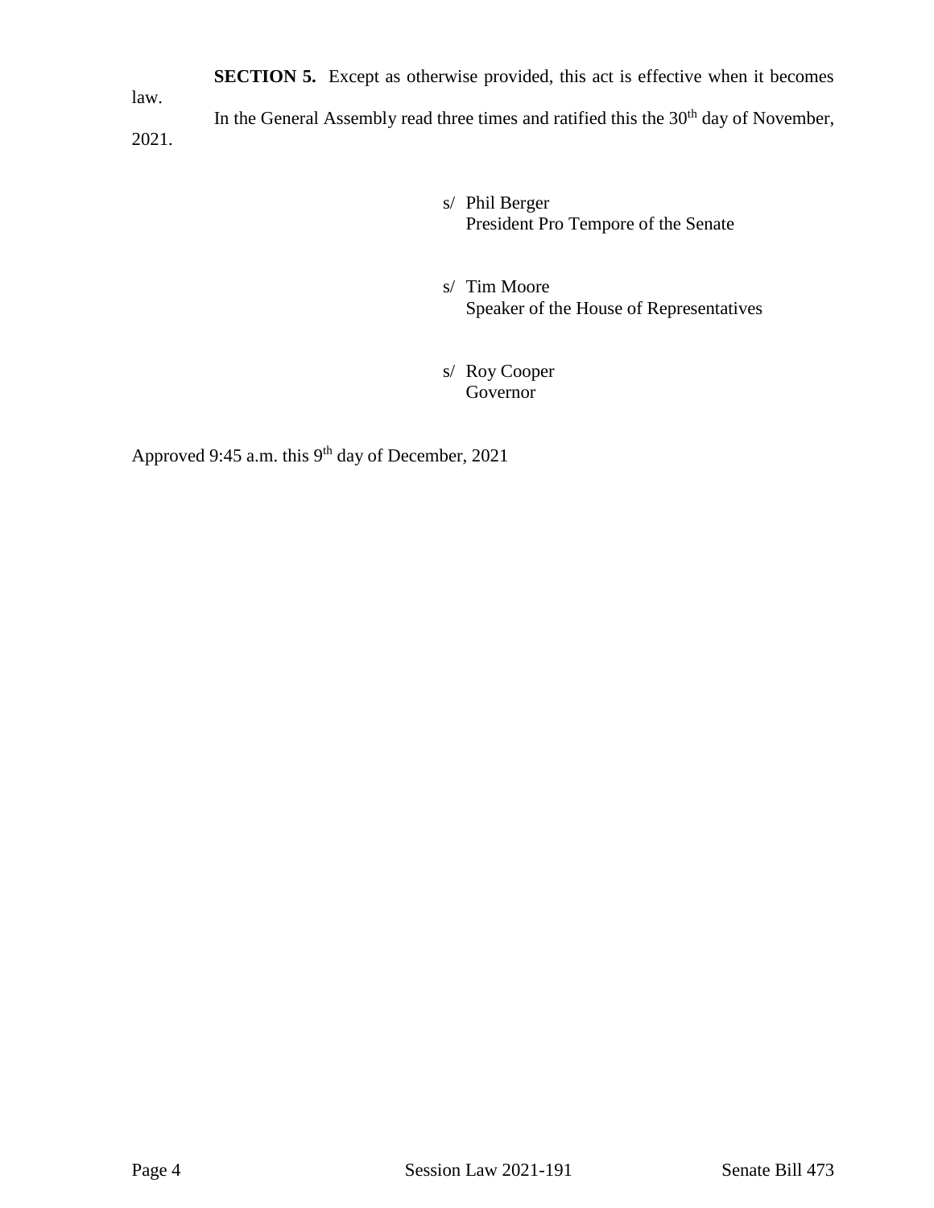**SECTION 5.** Except as otherwise provided, this act is effective when it becomes law.

In the General Assembly read three times and ratified this the 30th day of November, 2021.

s/ Phil Berger
President Pro Tempore of the Senate

s/ Tim Moore
Speaker of the House of Representatives

s/ Roy Cooper
Governor

Approved 9:45 a.m. this 9th day of December, 2021